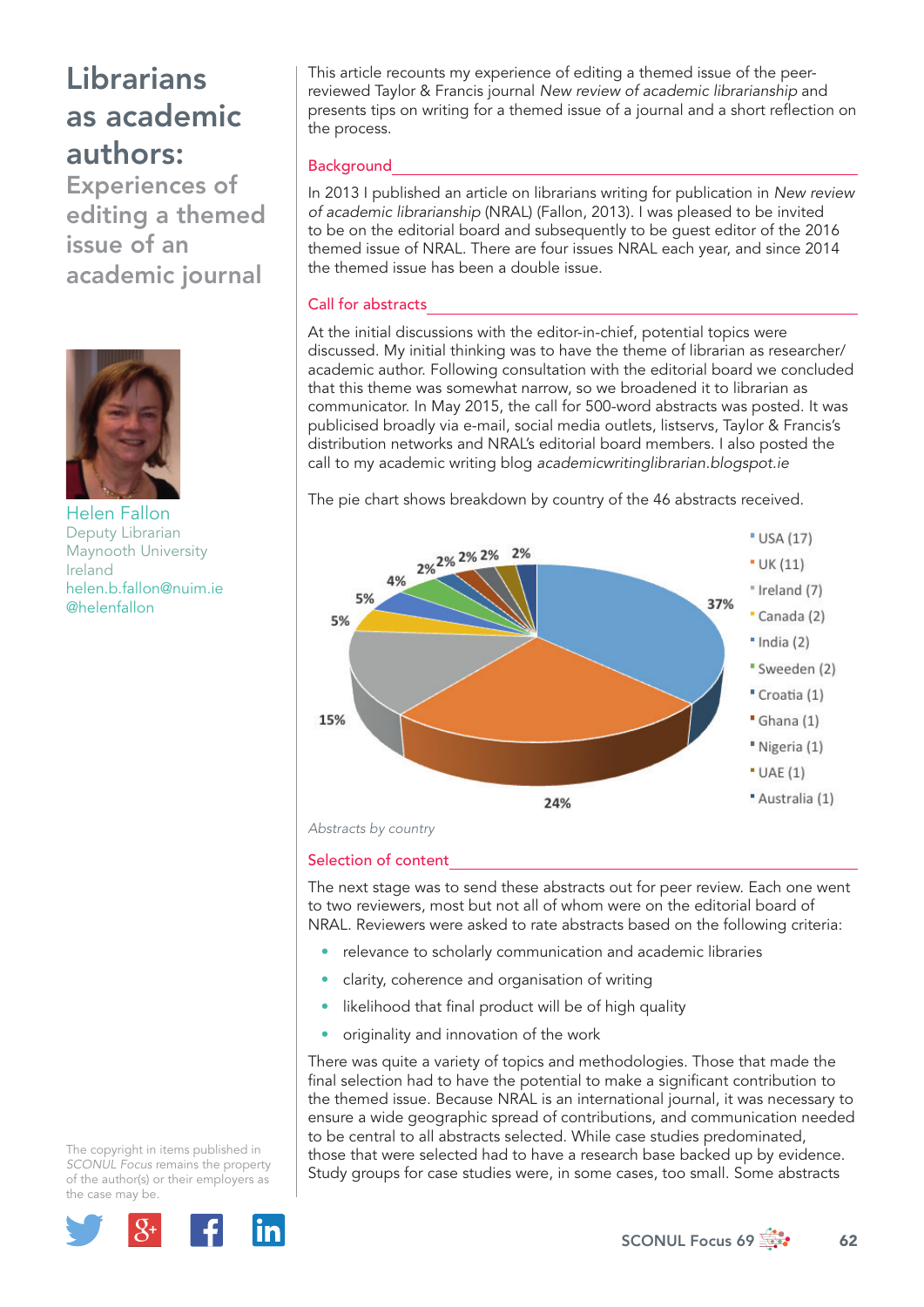# Librarians as academic authors:

## Experiences of editing a themed issue of an academic journal

Helen Fallon
Deputy Librarian
Maynooth University
Ireland
helen.b.fallon@nuim.ie
@helenfallon

This article recounts my experience of editing a themed issue of the peer-reviewed Taylor & Francis journal *New review of academic librarianship* and presents tips on writing for a themed issue of a journal and a short reflection on the process.

### Background

In 2013 I published an article on librarians writing for publication in *New review of academic librarianship* (NRAL) (Fallon, 2013). I was pleased to be invited to be on the editorial board and subsequently to be guest editor of the 2016 themed issue of NRAL. There are four issues NRAL each year, and since 2014 the themed issue has been a double issue.

### Call for abstracts

At the initial discussions with the editor-in-chief, potential topics were discussed. My initial thinking was to have the theme of librarian as researcher/academic author. Following consultation with the editorial board we concluded that this theme was somewhat narrow, so we broadened it to librarian as communicator. In May 2015, the call for 500-word abstracts was posted. It was publicised broadly via e-mail, social media outlets, listservs, Taylor & Francis's distribution networks and NRAL's editorial board members. I also posted the call to my academic writing blog *academicwritinglibrarian.blogspot.ie*

The pie chart shows breakdown by country of the 46 abstracts received.

| Country | Abstracts | % |
|---|---|---|
| USA | 17 | 37% |
| UK | 11 | 24% |
| Ireland | 7 | 15% |
| Canada | 2 | 5% |
| India | 2 | 5% |
| Sweeden | 2 | 4% |
| Croatia | 1 | 2% |
| Ghana | 1 | 2% |
| Nigeria | 1 | 2% |
| UAE | 1 | 2% |
| Australia | 1 | 2% |

*Abstracts by country*

### Selection of content

The next stage was to send these abstracts out for peer review. Each one went to two reviewers, most but not all of whom were on the editorial board of NRAL. Reviewers were asked to rate abstracts based on the following criteria:

- relevance to scholarly communication and academic libraries
- clarity, coherence and organisation of writing
- likelihood that final product will be of high quality
- originality and innovation of the work

There was quite a variety of topics and methodologies. Those that made the final selection had to have the potential to make a significant contribution to the themed issue. Because NRAL is an international journal, it was necessary to ensure a wide geographic spread of contributions, and communication needed to be central to all abstracts selected. While case studies predominated, those that were selected had to have a research base backed up by evidence. Study groups for case studies were, in some cases, too small. Some abstracts

The copyright in items published in *SCONUL Focus* remains the property of the author(s) or their employers as the case may be.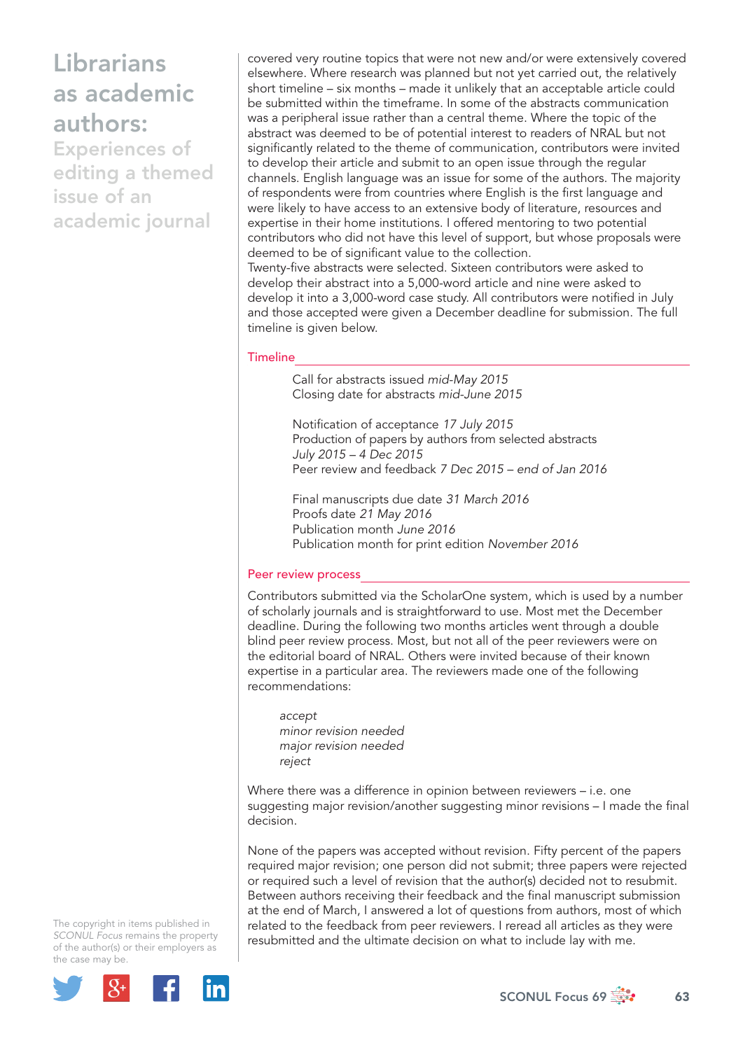covered very routine topics that were not new and/or were extensively covered elsewhere. Where research was planned but not yet carried out, the relatively short timeline – six months – made it unlikely that an acceptable article could be submitted within the timeframe. In some of the abstracts communication was a peripheral issue rather than a central theme. Where the topic of the abstract was deemed to be of potential interest to readers of NRAL but not significantly related to the theme of communication, contributors were invited to develop their article and submit to an open issue through the regular channels. English language was an issue for some of the authors. The majority of respondents were from countries where English is the first language and were likely to have access to an extensive body of literature, resources and expertise in their home institutions. I offered mentoring to two potential contributors who did not have this level of support, but whose proposals were deemed to be of significant value to the collection.
Twenty-five abstracts were selected. Sixteen contributors were asked to develop their abstract into a 5,000-word article and nine were asked to develop it into a 3,000-word case study. All contributors were notified in July and those accepted were given a December deadline for submission. The full timeline is given below.

## Timeline

Call for abstracts issued *mid-May 2015*
Closing date for abstracts *mid-June 2015*

Notification of acceptance *17 July 2015*
Production of papers by authors from selected abstracts *July 2015 – 4 Dec 2015*
Peer review and feedback *7 Dec 2015 – end of Jan 2016*

Final manuscripts due date *31 March 2016*
Proofs date *21 May 2016*
Publication month *June 2016*
Publication month for print edition *November 2016*

## Peer review process

Contributors submitted via the ScholarOne system, which is used by a number of scholarly journals and is straightforward to use. Most met the December deadline. During the following two months articles went through a double blind peer review process. Most, but not all of the peer reviewers were on the editorial board of NRAL. Others were invited because of their known expertise in a particular area. The reviewers made one of the following recommendations:

*accept*
*minor revision needed*
*major revision needed*
*reject*

Where there was a difference in opinion between reviewers – i.e. one suggesting major revision/another suggesting minor revisions – I made the final decision.

None of the papers was accepted without revision. Fifty percent of the papers required major revision; one person did not submit; three papers were rejected or required such a level of revision that the author(s) decided not to resubmit. Between authors receiving their feedback and the final manuscript submission at the end of March, I answered a lot of questions from authors, most of which related to the feedback from peer reviewers. I reread all articles as they were resubmitted and the ultimate decision on what to include lay with me.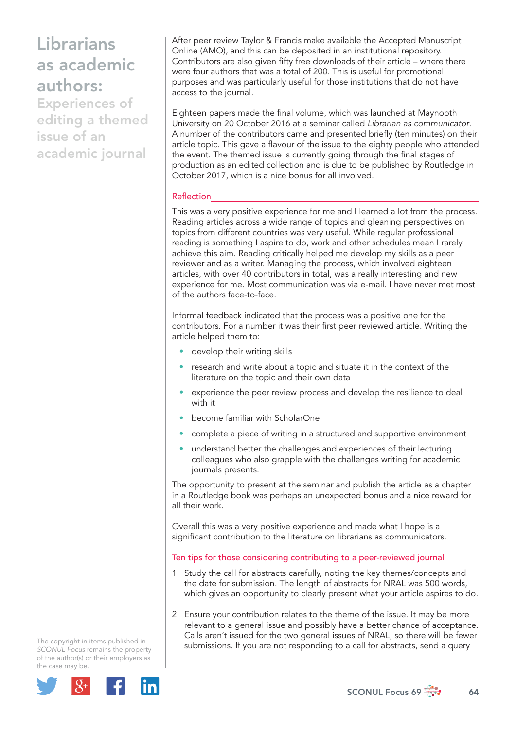After peer review Taylor & Francis make available the Accepted Manuscript Online (AMO), and this can be deposited in an institutional repository. Contributors are also given fifty free downloads of their article – where there were four authors that was a total of 200. This is useful for promotional purposes and was particularly useful for those institutions that do not have access to the journal.

Eighteen papers made the final volume, which was launched at Maynooth University on 20 October 2016 at a seminar called *Librarian as communicator*. A number of the contributors came and presented briefly (ten minutes) on their article topic. This gave a flavour of the issue to the eighty people who attended the event. The themed issue is currently going through the final stages of production as an edited collection and is due to be published by Routledge in October 2017, which is a nice bonus for all involved.

## Reflection

This was a very positive experience for me and I learned a lot from the process. Reading articles across a wide range of topics and gleaning perspectives on topics from different countries was very useful. While regular professional reading is something I aspire to do, work and other schedules mean I rarely achieve this aim. Reading critically helped me develop my skills as a peer reviewer and as a writer. Managing the process, which involved eighteen articles, with over 40 contributors in total, was a really interesting and new experience for me. Most communication was via e-mail. I have never met most of the authors face-to-face.

Informal feedback indicated that the process was a positive one for the contributors. For a number it was their first peer reviewed article. Writing the article helped them to:

- develop their writing skills
- research and write about a topic and situate it in the context of the literature on the topic and their own data
- experience the peer review process and develop the resilience to deal with it
- become familiar with ScholarOne
- complete a piece of writing in a structured and supportive environment
- understand better the challenges and experiences of their lecturing colleagues who also grapple with the challenges writing for academic journals presents.

The opportunity to present at the seminar and publish the article as a chapter in a Routledge book was perhaps an unexpected bonus and a nice reward for all their work.

Overall this was a very positive experience and made what I hope is a significant contribution to the literature on librarians as communicators.

## Ten tips for those considering contributing to a peer-reviewed journal

1 Study the call for abstracts carefully, noting the key themes/concepts and the date for submission. The length of abstracts for NRAL was 500 words, which gives an opportunity to clearly present what your article aspires to do.

2 Ensure your contribution relates to the theme of the issue. It may be more relevant to a general issue and possibly have a better chance of acceptance. Calls aren't issued for the two general issues of NRAL, so there will be fewer submissions. If you are not responding to a call for abstracts, send a query

The copyright in items published in *SCONUL Focus* remains the property of the author(s) or their employers as the case may be.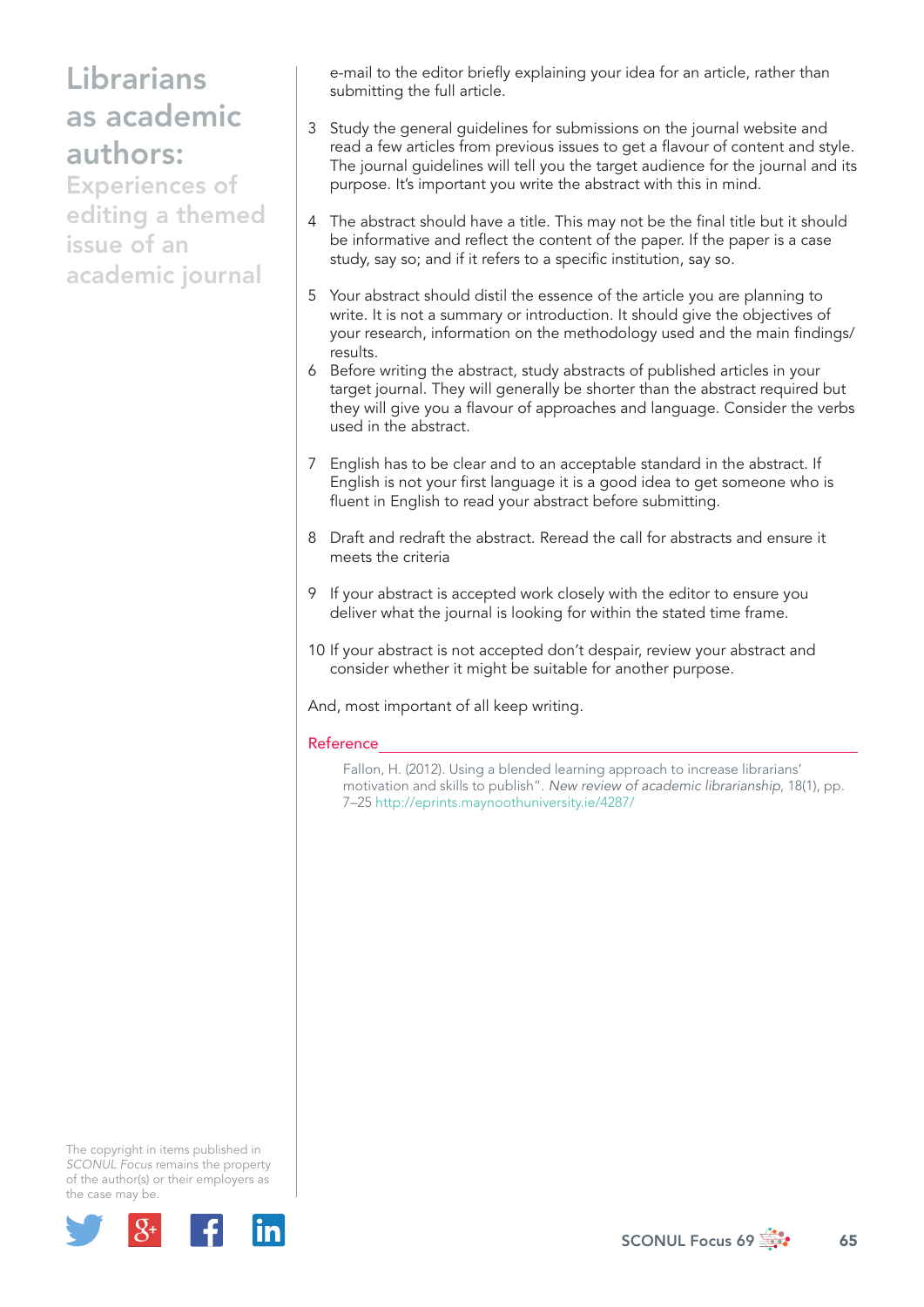e-mail to the editor briefly explaining your idea for an article, rather than submitting the full article.

3. Study the general guidelines for submissions on the journal website and read a few articles from previous issues to get a flavour of content and style. The journal guidelines will tell you the target audience for the journal and its purpose. It's important you write the abstract with this in mind.

4. The abstract should have a title. This may not be the final title but it should be informative and reflect the content of the paper. If the paper is a case study, say so; and if it refers to a specific institution, say so.

5. Your abstract should distil the essence of the article you are planning to write. It is not a summary or introduction. It should give the objectives of your research, information on the methodology used and the main findings/ results.
6. Before writing the abstract, study abstracts of published articles in your target journal. They will generally be shorter than the abstract required but they will give you a flavour of approaches and language. Consider the verbs used in the abstract.

7. English has to be clear and to an acceptable standard in the abstract. If English is not your first language it is a good idea to get someone who is fluent in English to read your abstract before submitting.

8. Draft and redraft the abstract. Reread the call for abstracts and ensure it meets the criteria

9. If your abstract is accepted work closely with the editor to ensure you deliver what the journal is looking for within the stated time frame.

10. If your abstract is not accepted don't despair, review your abstract and consider whether it might be suitable for another purpose.

And, most important of all keep writing.

## Reference

Fallon, H. (2012). Using a blended learning approach to increase librarians' motivation and skills to publish". *New review of academic librarianship*, 18(1), pp. 7–25 http://eprints.maynoothuniversity.ie/4287/

The copyright in items published in *SCONUL Focus* remains the property of the author(s) or their employers as the case may be.